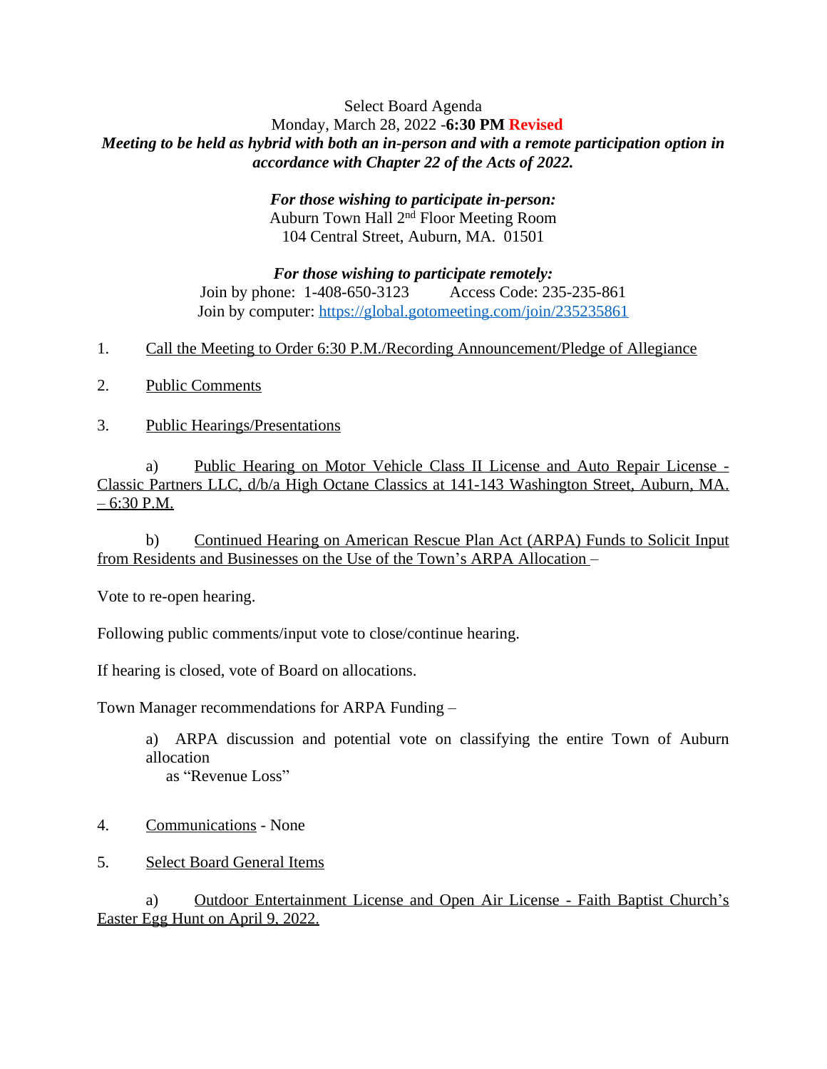Select Board Agenda

Monday, March 28, 2022 -**6:30 PM** **Revised**

***Meeting to be held as hybrid with both an in-person and with a remote participation option in accordance with Chapter 22 of the Acts of 2022.***

***For those wishing to participate in-person:***
Auburn Town Hall 2nd Floor Meeting Room
104 Central Street, Auburn, MA. 01501

***For those wishing to participate remotely:***
Join by phone: 1-408-650-3123 Access Code: 235-235-861
Join by computer: https://global.gotomeeting.com/join/235235861

1. Call the Meeting to Order 6:30 P.M./Recording Announcement/Pledge of Allegiance

2. Public Comments

3. Public Hearings/Presentations

   a) Public Hearing on Motor Vehicle Class II License and Auto Repair License - Classic Partners LLC, d/b/a High Octane Classics at 141-143 Washington Street, Auburn, MA. – 6:30 P.M.

   b) Continued Hearing on American Rescue Plan Act (ARPA) Funds to Solicit Input from Residents and Businesses on the Use of the Town's ARPA Allocation –

Vote to re-open hearing.

Following public comments/input vote to close/continue hearing.

If hearing is closed, vote of Board on allocations.

Town Manager recommendations for ARPA Funding –

   a) ARPA discussion and potential vote on classifying the entire Town of Auburn allocation as "Revenue Loss"

4. Communications - None

5. Select Board General Items

   a) Outdoor Entertainment License and Open Air License - Faith Baptist Church's Easter Egg Hunt on April 9, 2022.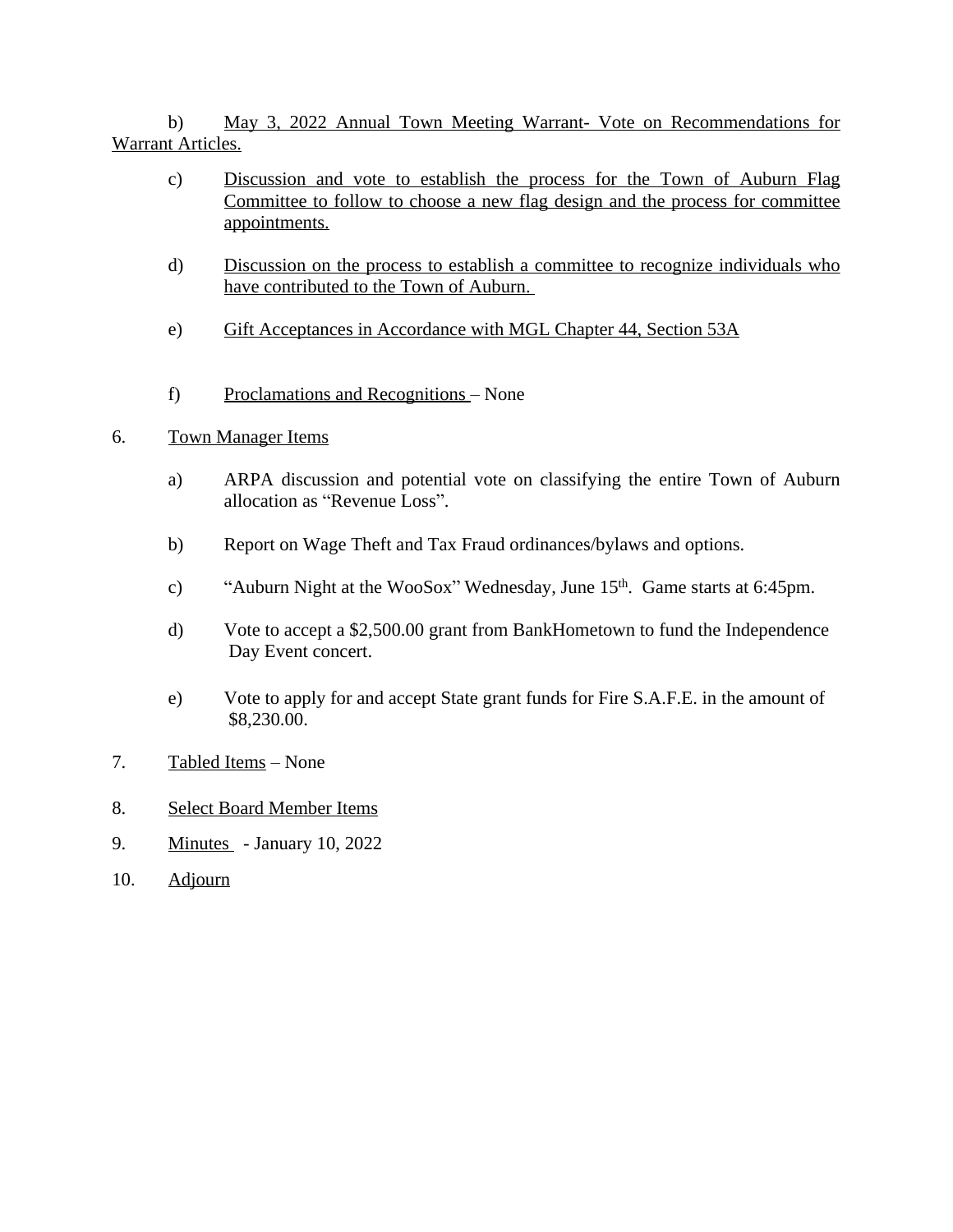b) May 3, 2022 Annual Town Meeting Warrant- Vote on Recommendations for Warrant Articles.

c) Discussion and vote to establish the process for the Town of Auburn Flag Committee to follow to choose a new flag design and the process for committee appointments.

d) Discussion on the process to establish a committee to recognize individuals who have contributed to the Town of Auburn.

e) Gift Acceptances in Accordance with MGL Chapter 44, Section 53A

f) Proclamations and Recognitions – None

6. Town Manager Items

   a) ARPA discussion and potential vote on classifying the entire Town of Auburn allocation as "Revenue Loss".

   b) Report on Wage Theft and Tax Fraud ordinances/bylaws and options.

   c) "Auburn Night at the WooSox" Wednesday, June 15th. Game starts at 6:45pm.

   d) Vote to accept a $2,500.00 grant from BankHometown to fund the Independence Day Event concert.

   e) Vote to apply for and accept State grant funds for Fire S.A.F.E. in the amount of $8,230.00.

7. Tabled Items – None

8. Select Board Member Items

9. Minutes - January 10, 2022

10. Adjourn